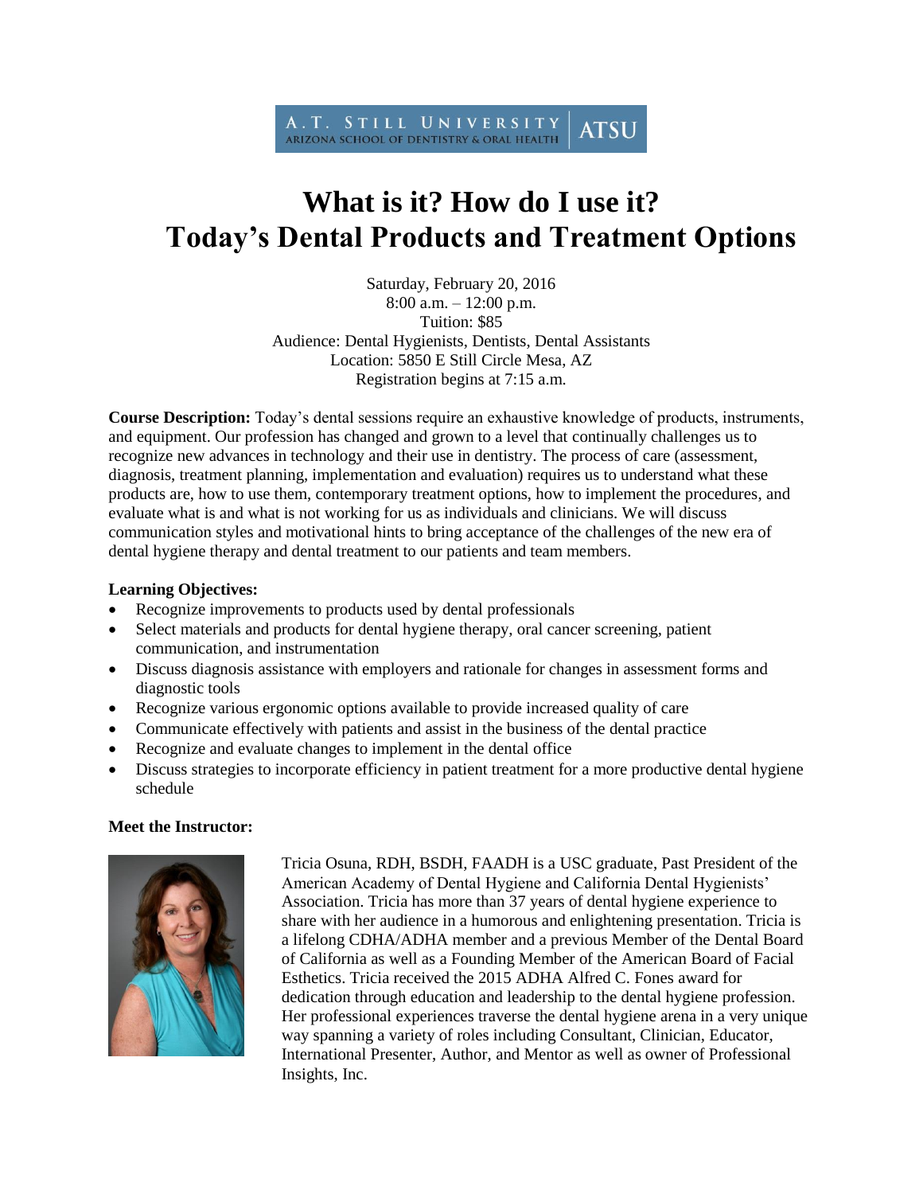A.T. STILL UNIVERSITY | ATSU
ARIZONA SCHOOL OF DENTISTRY & ORAL HEALTH

# What is it? How do I use it?
# Today's Dental Products and Treatment Options

Saturday, February 20, 2016
8:00 a.m. – 12:00 p.m.
Tuition: $85
Audience: Dental Hygienists, Dentists, Dental Assistants
Location: 5850 E Still Circle Mesa, AZ
Registration begins at 7:15 a.m.

**Course Description:** Today's dental sessions require an exhaustive knowledge of products, instruments, and equipment. Our profession has changed and grown to a level that continually challenges us to recognize new advances in technology and their use in dentistry. The process of care (assessment, diagnosis, treatment planning, implementation and evaluation) requires us to understand what these products are, how to use them, contemporary treatment options, how to implement the procedures, and evaluate what is and what is not working for us as individuals and clinicians. We will discuss communication styles and motivational hints to bring acceptance of the challenges of the new era of dental hygiene therapy and dental treatment to our patients and team members.

**Learning Objectives:**

- Recognize improvements to products used by dental professionals
- Select materials and products for dental hygiene therapy, oral cancer screening, patient communication, and instrumentation
- Discuss diagnosis assistance with employers and rationale for changes in assessment forms and diagnostic tools
- Recognize various ergonomic options available to provide increased quality of care
- Communicate effectively with patients and assist in the business of the dental practice
- Recognize and evaluate changes to implement in the dental office
- Discuss strategies to incorporate efficiency in patient treatment for a more productive dental hygiene schedule

**Meet the Instructor:**

Tricia Osuna, RDH, BSDH, FAADH is a USC graduate, Past President of the American Academy of Dental Hygiene and California Dental Hygienists' Association. Tricia has more than 37 years of dental hygiene experience to share with her audience in a humorous and enlightening presentation. Tricia is a lifelong CDHA/ADHA member and a previous Member of the Dental Board of California as well as a Founding Member of the American Board of Facial Esthetics. Tricia received the 2015 ADHA Alfred C. Fones award for dedication through education and leadership to the dental hygiene profession. Her professional experiences traverse the dental hygiene arena in a very unique way spanning a variety of roles including Consultant, Clinician, Educator, International Presenter, Author, and Mentor as well as owner of Professional Insights, Inc.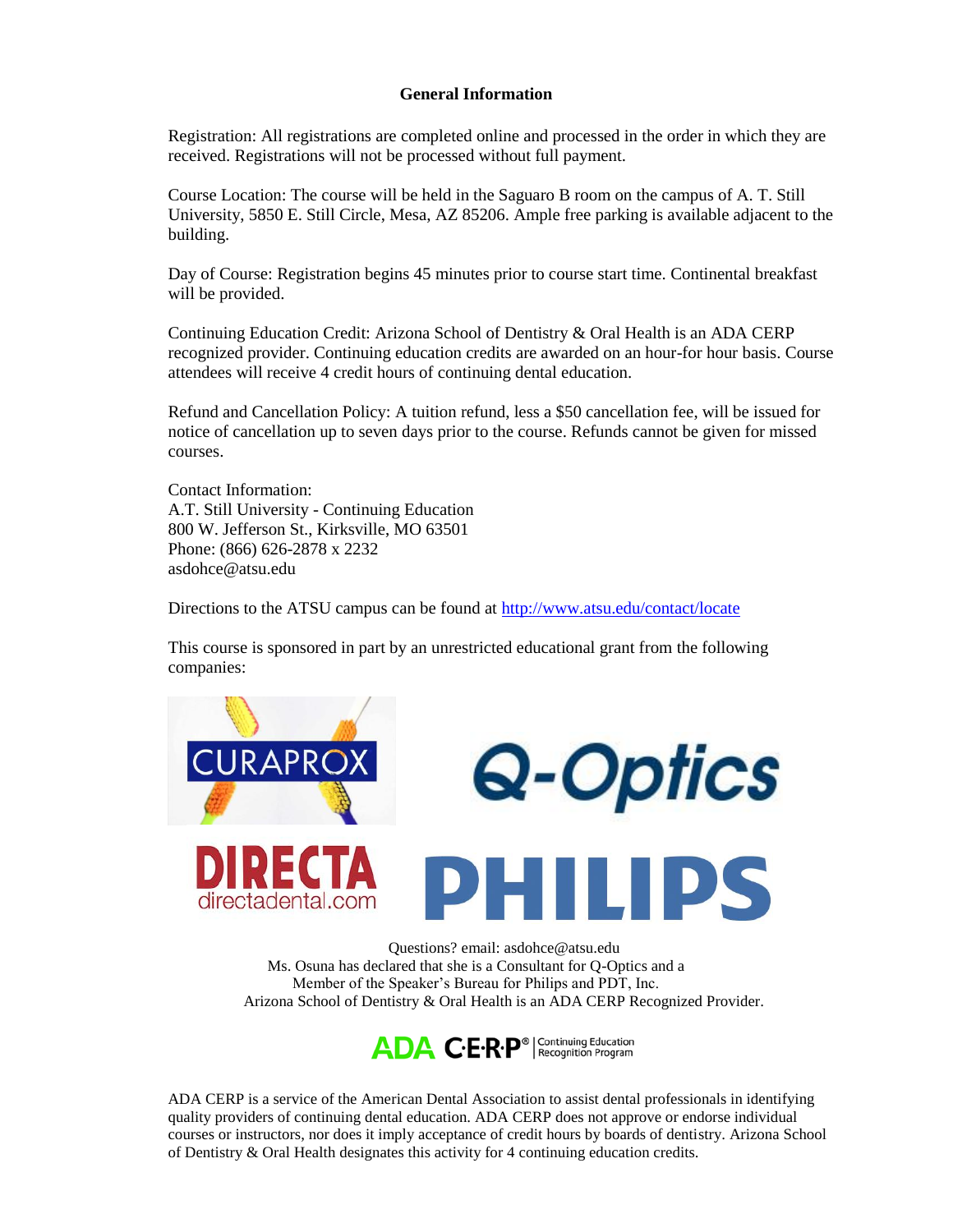## General Information

Registration: All registrations are completed online and processed in the order in which they are received. Registrations will not be processed without full payment.

Course Location: The course will be held in the Saguaro B room on the campus of A. T. Still University, 5850 E. Still Circle, Mesa, AZ 85206. Ample free parking is available adjacent to the building.

Day of Course: Registration begins 45 minutes prior to course start time. Continental breakfast will be provided.

Continuing Education Credit: Arizona School of Dentistry & Oral Health is an ADA CERP recognized provider. Continuing education credits are awarded on an hour-for hour basis. Course attendees will receive 4 credit hours of continuing dental education.

Refund and Cancellation Policy: A tuition refund, less a $50 cancellation fee, will be issued for notice of cancellation up to seven days prior to the course. Refunds cannot be given for missed courses.

Contact Information:
A.T. Still University - Continuing Education
800 W. Jefferson St., Kirksville, MO 63501
Phone: (866) 626-2878 x 2232
asdohce@atsu.edu

Directions to the ATSU campus can be found at [http://www.atsu.edu/contact/locate](http://www.atsu.edu/contact/locate)

This course is sponsored in part by an unrestricted educational grant from the following companies:

CURAPROX

Q-Optics

DIRECTA
directadental.com

PHILIPS

Questions? email: asdohce@atsu.edu
Ms. Osuna has declared that she is a Consultant for Q-Optics and a Member of the Speaker's Bureau for Philips and PDT, Inc.
Arizona School of Dentistry & Oral Health is an ADA CERP Recognized Provider.

ADA C·E·R·P® | Continuing Education Recognition Program

ADA CERP is a service of the American Dental Association to assist dental professionals in identifying quality providers of continuing dental education. ADA CERP does not approve or endorse individual courses or instructors, nor does it imply acceptance of credit hours by boards of dentistry. Arizona School of Dentistry & Oral Health designates this activity for 4 continuing education credits.